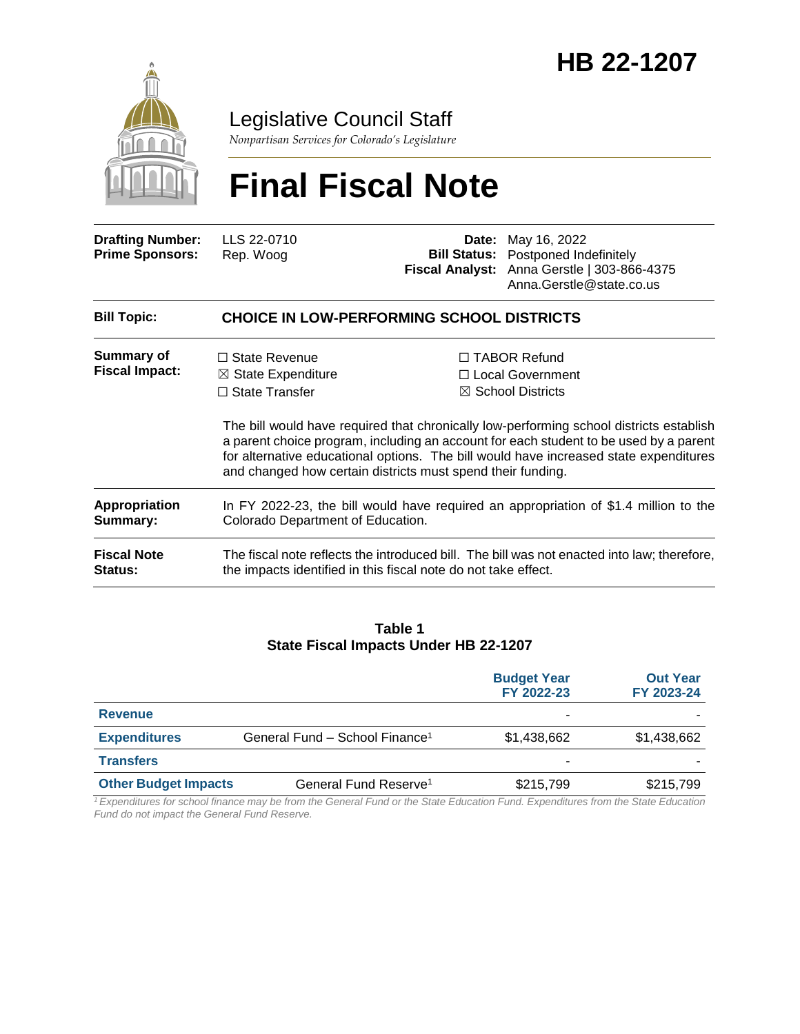# HB 22-1207

Legislative Council Staff

*Nonpartisan Services for Colorado's Legislature*

# Final Fiscal Note

| | | | |
|---|---|---|---|
| **Drafting Number:** | LLS 22-0710 | **Date:** | May 16, 2022 |
| **Prime Sponsors:** | Rep. Woog | **Bill Status:** | Postponed Indefinitely |
| | | **Fiscal Analyst:** | Anna Gerstle \| 303-866-4375<br>Anna.Gerstle@state.co.us |

| | |
|---|---|
| **Bill Topic:** | **CHOICE IN LOW-PERFORMING SCHOOL DISTRICTS** |
| **Summary of Fiscal Impact:** | ☐ State Revenue<br>☒ State Expenditure<br>☐ State Transfer<br>☐ TABOR Refund<br>☐ Local Government<br>☒ School Districts<br><br>The bill would have required that chronically low-performing school districts establish a parent choice program, including an account for each student to be used by a parent for alternative educational options. The bill would have increased state expenditures and changed how certain districts must spend their funding. |
| **Appropriation Summary:** | In FY 2022-23, the bill would have required an appropriation of $1.4 million to the Colorado Department of Education. |
| **Fiscal Note Status:** | The fiscal note reflects the introduced bill. The bill was not enacted into law; therefore, the impacts identified in this fiscal note do not take effect. |

**Table 1**
**State Fiscal Impacts Under HB 22-1207**

| | | Budget Year FY 2022-23 | Out Year FY 2023-24 |
|---|---|---|---|
| **Revenue** | | - | - |
| **Expenditures** | General Fund – School Finance[1] | $1,438,662 | $1,438,662 |
| **Transfers** | | - | - |
| **Other Budget Impacts** | General Fund Reserve[1] | $215,799 | $215,799 |

*[1] Expenditures for school finance may be from the General Fund or the State Education Fund. Expenditures from the State Education Fund do not impact the General Fund Reserve.*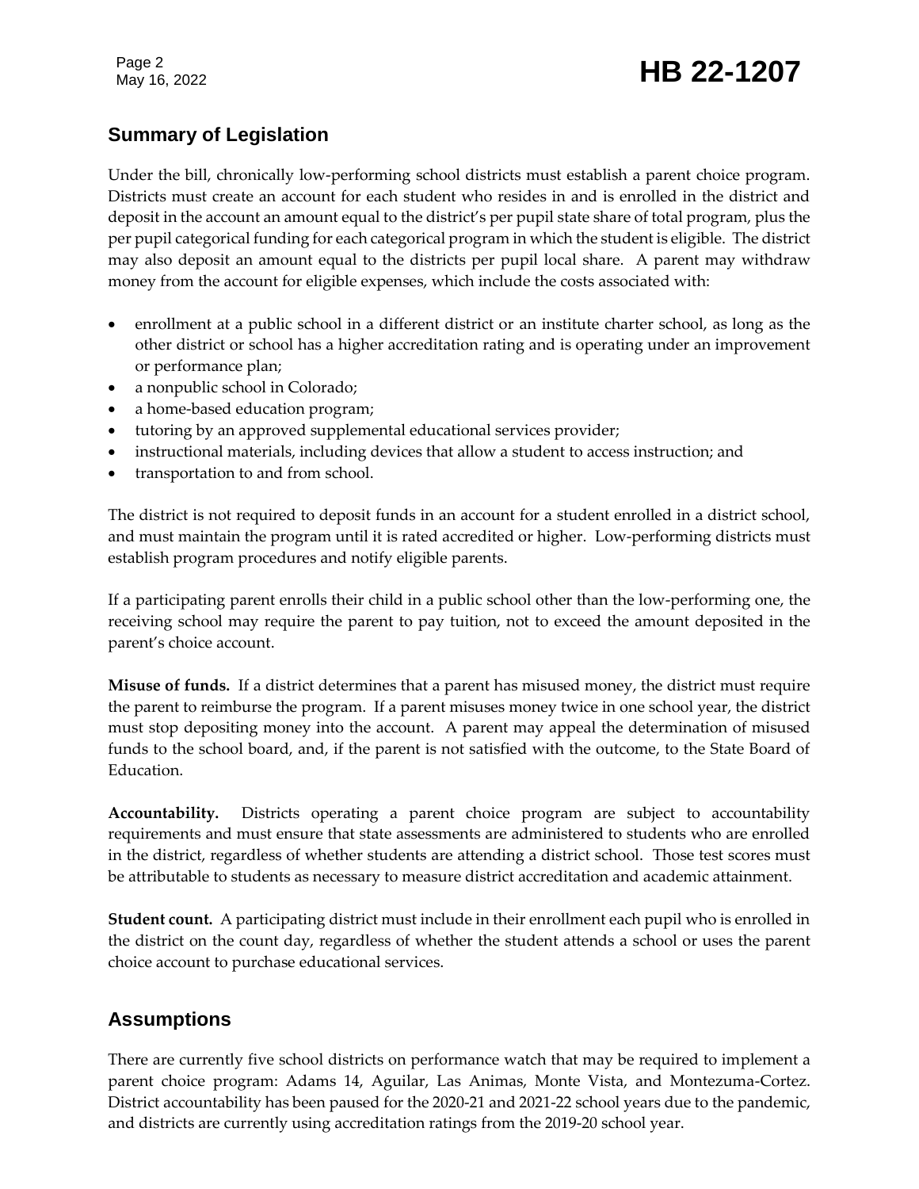## Summary of Legislation

Under the bill, chronically low-performing school districts must establish a parent choice program. Districts must create an account for each student who resides in and is enrolled in the district and deposit in the account an amount equal to the district's per pupil state share of total program, plus the per pupil categorical funding for each categorical program in which the student is eligible. The district may also deposit an amount equal to the districts per pupil local share. A parent may withdraw money from the account for eligible expenses, which include the costs associated with:

- enrollment at a public school in a different district or an institute charter school, as long as the other district or school has a higher accreditation rating and is operating under an improvement or performance plan;
- a nonpublic school in Colorado;
- a home-based education program;
- tutoring by an approved supplemental educational services provider;
- instructional materials, including devices that allow a student to access instruction; and
- transportation to and from school.

The district is not required to deposit funds in an account for a student enrolled in a district school, and must maintain the program until it is rated accredited or higher. Low-performing districts must establish program procedures and notify eligible parents.

If a participating parent enrolls their child in a public school other than the low-performing one, the receiving school may require the parent to pay tuition, not to exceed the amount deposited in the parent's choice account.

**Misuse of funds.** If a district determines that a parent has misused money, the district must require the parent to reimburse the program. If a parent misuses money twice in one school year, the district must stop depositing money into the account. A parent may appeal the determination of misused funds to the school board, and, if the parent is not satisfied with the outcome, to the State Board of Education.

**Accountability.** Districts operating a parent choice program are subject to accountability requirements and must ensure that state assessments are administered to students who are enrolled in the district, regardless of whether students are attending a district school. Those test scores must be attributable to students as necessary to measure district accreditation and academic attainment.

**Student count.** A participating district must include in their enrollment each pupil who is enrolled in the district on the count day, regardless of whether the student attends a school or uses the parent choice account to purchase educational services.

## Assumptions

There are currently five school districts on performance watch that may be required to implement a parent choice program: Adams 14, Aguilar, Las Animas, Monte Vista, and Montezuma-Cortez. District accountability has been paused for the 2020-21 and 2021-22 school years due to the pandemic, and districts are currently using accreditation ratings from the 2019-20 school year.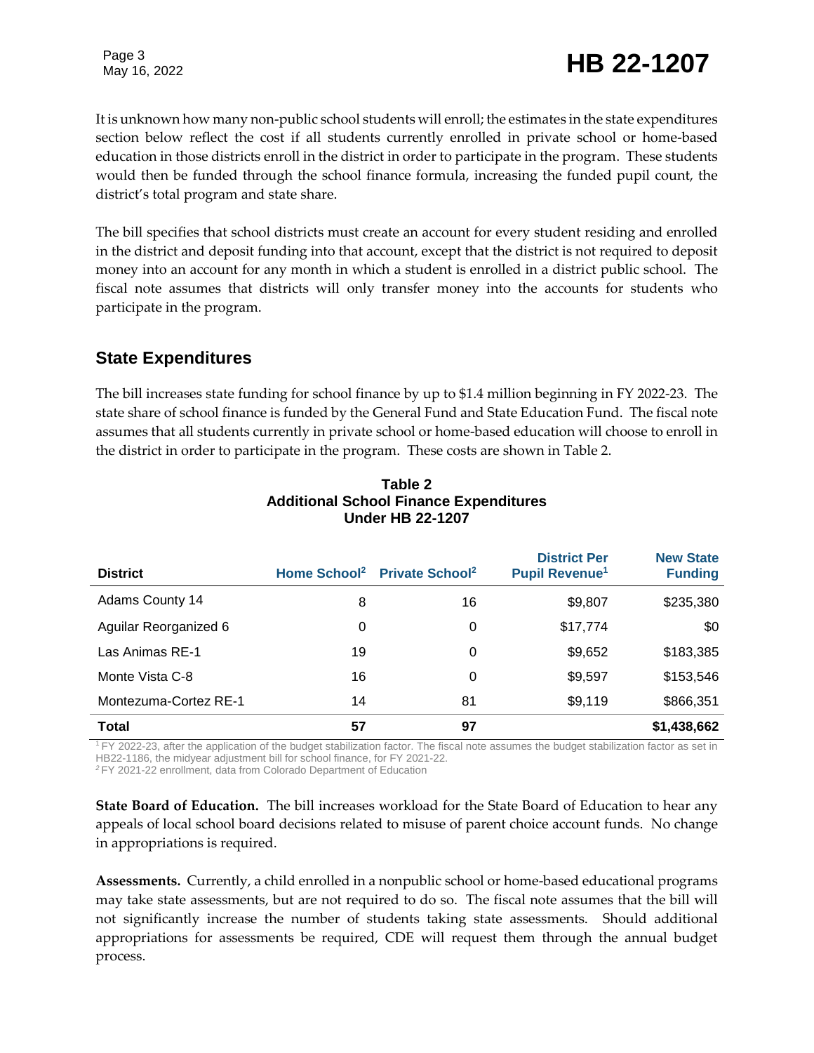It is unknown how many non-public school students will enroll; the estimates in the state expenditures section below reflect the cost if all students currently enrolled in private school or home-based education in those districts enroll in the district in order to participate in the program. These students would then be funded through the school finance formula, increasing the funded pupil count, the district's total program and state share.

The bill specifies that school districts must create an account for every student residing and enrolled in the district and deposit funding into that account, except that the district is not required to deposit money into an account for any month in which a student is enrolled in a district public school. The fiscal note assumes that districts will only transfer money into the accounts for students who participate in the program.

## State Expenditures

The bill increases state funding for school finance by up to $1.4 million beginning in FY 2022-23. The state share of school finance is funded by the General Fund and State Education Fund. The fiscal note assumes that all students currently in private school or home-based education will choose to enroll in the district in order to participate in the program. These costs are shown in Table 2.

**Table 2**
**Additional School Finance Expenditures**
**Under HB 22-1207**

| District | Home School[2] | Private School[2] | District Per Pupil Revenue[1] | New State Funding |
|---|---|---|---|---|
| Adams County 14 | 8 | 16 | $9,807 | $235,380 |
| Aguilar Reorganized 6 | 0 | 0 | $17,774 | $0 |
| Las Animas RE-1 | 19 | 0 | $9,652 | $183,385 |
| Monte Vista C-8 | 16 | 0 | $9,597 | $153,546 |
| Montezuma-Cortez RE-1 | 14 | 81 | $9,119 | $866,351 |
| **Total** | **57** | **97** | | **$1,438,662** |

[1] FY 2022-23, after the application of the budget stabilization factor. The fiscal note assumes the budget stabilization factor as set in HB22-1186, the midyear adjustment bill for school finance, for FY 2021-22.
[2] FY 2021-22 enrollment, data from Colorado Department of Education

**State Board of Education.** The bill increases workload for the State Board of Education to hear any appeals of local school board decisions related to misuse of parent choice account funds. No change in appropriations is required.

**Assessments.** Currently, a child enrolled in a nonpublic school or home-based educational programs may take state assessments, but are not required to do so. The fiscal note assumes that the bill will not significantly increase the number of students taking state assessments. Should additional appropriations for assessments be required, CDE will request them through the annual budget process.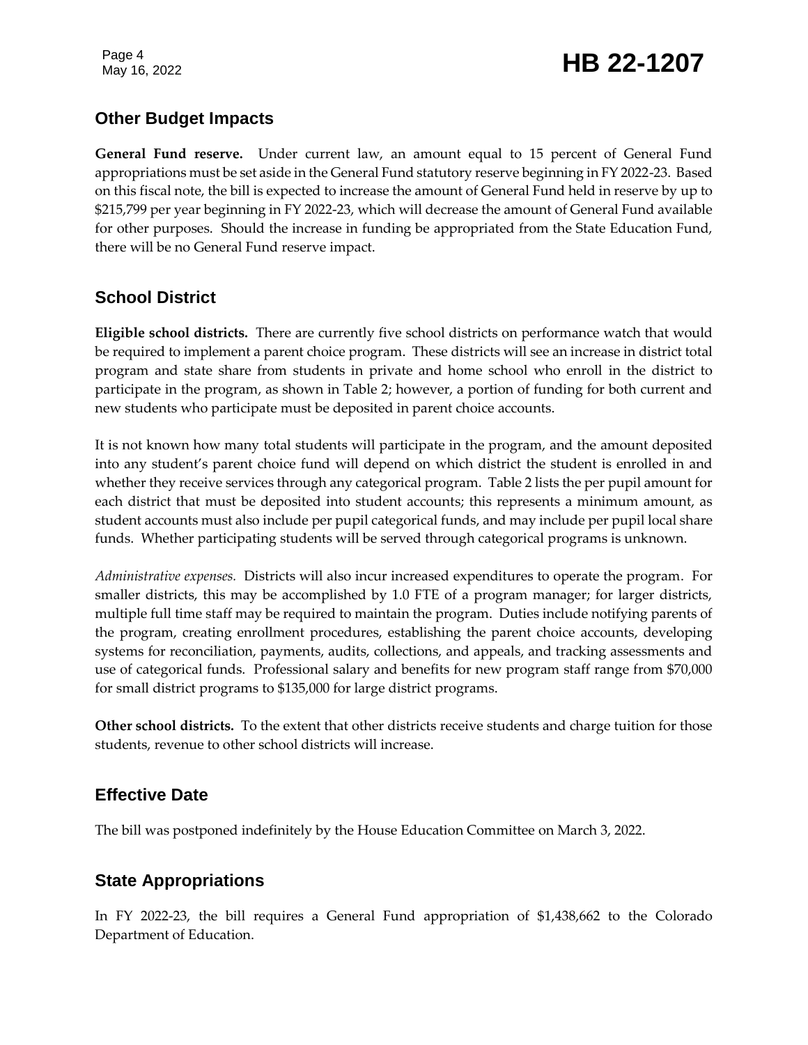## Other Budget Impacts

**General Fund reserve.** Under current law, an amount equal to 15 percent of General Fund appropriations must be set aside in the General Fund statutory reserve beginning in FY 2022-23. Based on this fiscal note, the bill is expected to increase the amount of General Fund held in reserve by up to $215,799 per year beginning in FY 2022-23, which will decrease the amount of General Fund available for other purposes. Should the increase in funding be appropriated from the State Education Fund, there will be no General Fund reserve impact.

## School District

**Eligible school districts.** There are currently five school districts on performance watch that would be required to implement a parent choice program. These districts will see an increase in district total program and state share from students in private and home school who enroll in the district to participate in the program, as shown in Table 2; however, a portion of funding for both current and new students who participate must be deposited in parent choice accounts.

It is not known how many total students will participate in the program, and the amount deposited into any student's parent choice fund will depend on which district the student is enrolled in and whether they receive services through any categorical program. Table 2 lists the per pupil amount for each district that must be deposited into student accounts; this represents a minimum amount, as student accounts must also include per pupil categorical funds, and may include per pupil local share funds. Whether participating students will be served through categorical programs is unknown.

*Administrative expenses.* Districts will also incur increased expenditures to operate the program. For smaller districts, this may be accomplished by 1.0 FTE of a program manager; for larger districts, multiple full time staff may be required to maintain the program. Duties include notifying parents of the program, creating enrollment procedures, establishing the parent choice accounts, developing systems for reconciliation, payments, audits, collections, and appeals, and tracking assessments and use of categorical funds. Professional salary and benefits for new program staff range from $70,000 for small district programs to $135,000 for large district programs.

**Other school districts.** To the extent that other districts receive students and charge tuition for those students, revenue to other school districts will increase.

## Effective Date

The bill was postponed indefinitely by the House Education Committee on March 3, 2022.

## State Appropriations

In FY 2022-23, the bill requires a General Fund appropriation of $1,438,662 to the Colorado Department of Education.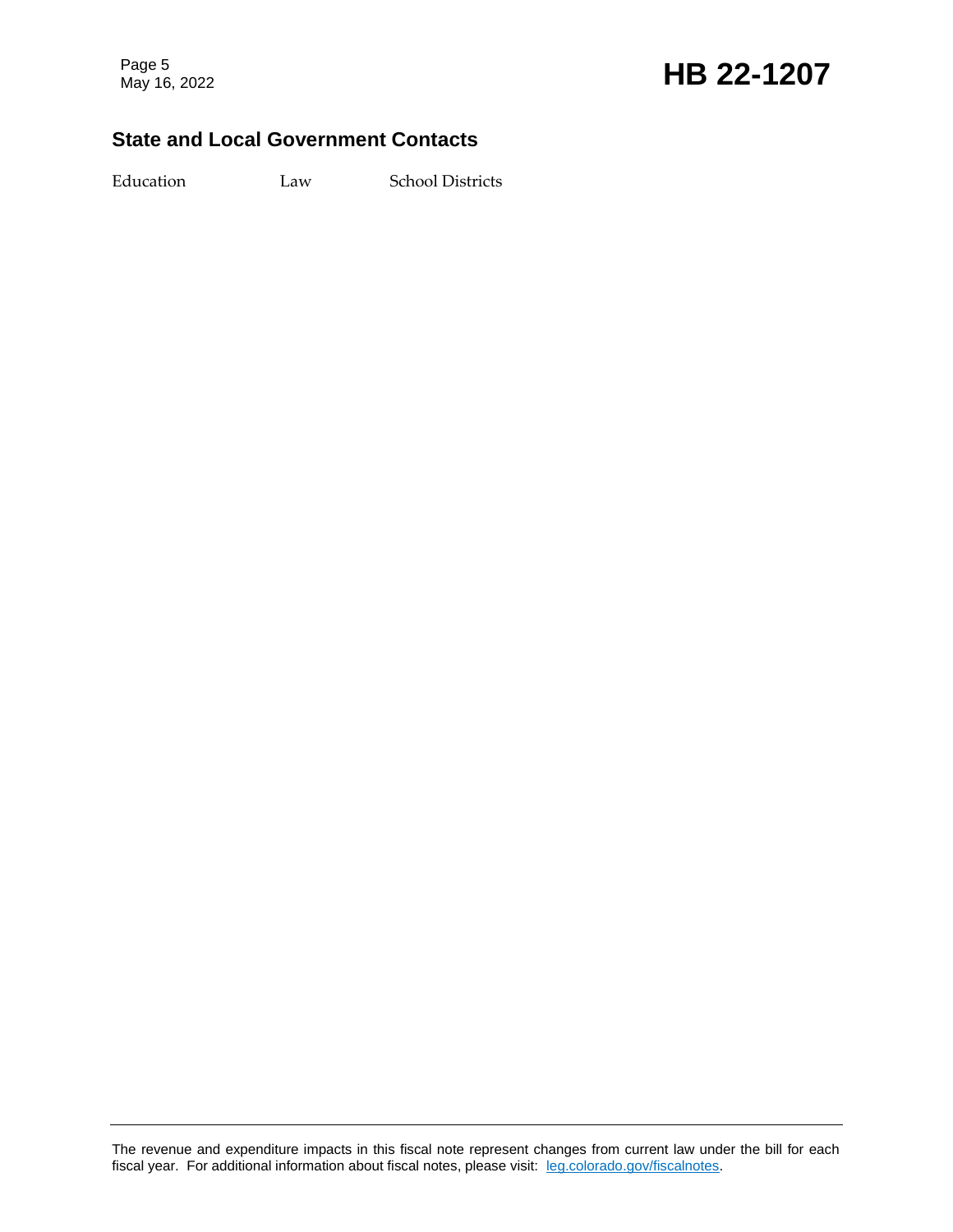## State and Local Government Contacts

Education Law School Districts

The revenue and expenditure impacts in this fiscal note represent changes from current law under the bill for each fiscal year. For additional information about fiscal notes, please visit: leg.colorado.gov/fiscalnotes.